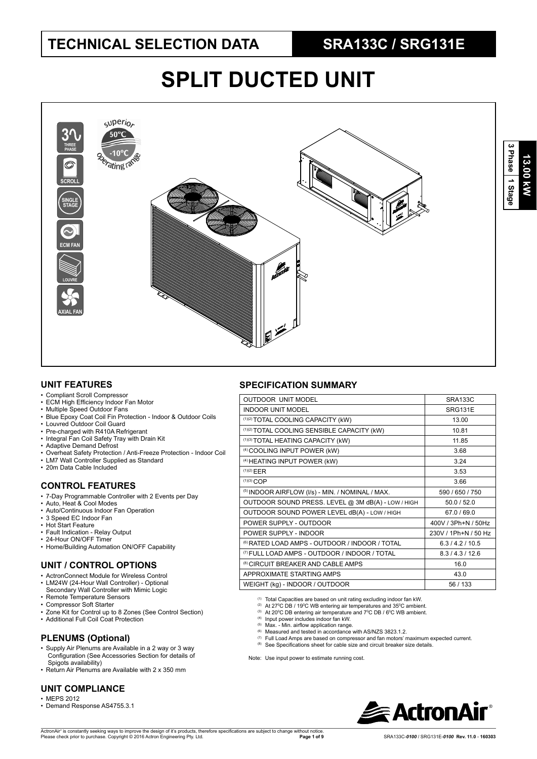# TECHNICAL SELECTION DATA

## SRA133C / SRG131E

# SPLIT DUCTED UNIT

13.00 kW | 3 Phase | 1 Stage

THREE PHASE · SCROLL · SINGLE STAGE · ECM FAN · LOUVRE · AXIAL FAN

superior 50°C -10°C operating range

### UNIT FEATURES

- Compliant Scroll Compressor
- ECM High Efficiency Indoor Fan Motor
- Multiple Speed Outdoor Fans
- Blue Epoxy Coat Coil Fin Protection - Indoor & Outdoor Coils
- Louvred Outdoor Coil Guard
- Pre-charged with R410A Refrigerant
- Integral Fan Coil Safety Tray with Drain Kit
- Adaptive Demand Defrost
- Overheat Safety Protection / Anti-Freeze Protection - Indoor Coil
- LM7 Wall Controller Supplied as Standard
- 20m Data Cable Included

### CONTROL FEATURES

- 7-Day Programmable Controller with 2 Events per Day
- Auto, Heat & Cool Modes
- Auto/Continuous Indoor Fan Operation
- 3 Speed EC Indoor Fan
- Hot Start Feature
- Fault Indication - Relay Output
- 24-Hour ON/OFF Timer
- Home/Building Automation ON/OFF Capability

### UNIT / CONTROL OPTIONS

- ActronConnect Module for Wireless Control
- LM24W (24-Hour Wall Controller) - Optional Secondary Wall Controller with Mimic Logic
- Remote Temperature Sensors
- Compressor Soft Starter
- Zone Kit for Control up to 8 Zones (See Control Section)
- Additional Full Coil Coat Protection

### PLENUMS (Optional)

- Supply Air Plenums are Available in a 2 way or 3 way Configuration (See Accessories Section for details of Spigots availability)
- Return Air Plenums are Available with 2 x 350 mm

### UNIT COMPLIANCE

- MEPS 2012
- Demand Response AS4755.3.1

### SPECIFICATION SUMMARY

| OUTDOOR UNIT MODEL | SRA133C |
|---|---|
| INDOOR UNIT MODEL | SRG131E |
| (1)(2) TOTAL COOLING CAPACITY (kW) | 13.00 |
| (1)(2) TOTAL COOLING SENSIBLE CAPACITY (kW) | 10.81 |
| (1)(3) TOTAL HEATING CAPACITY (kW) | 11.85 |
| (4) COOLING INPUT POWER (kW) | 3.68 |
| (4) HEATING INPUT POWER (kW) | 3.24 |
| (1)(2) EER | 3.53 |
| (1)(3) COP | 3.66 |
| (5) INDOOR AIRFLOW (l/s) - MIN. / NOMINAL / MAX. | 590 / 650 / 750 |
| OUTDOOR SOUND PRESS. LEVEL @ 3M dB(A) - LOW / HIGH | 50.0 / 52.0 |
| OUTDOOR SOUND POWER LEVEL dB(A) - LOW / HIGH | 67.0 / 69.0 |
| POWER SUPPLY - OUTDOOR | 400V / 3Ph+N / 50Hz |
| POWER SUPPLY - INDOOR | 230V / 1Ph+N / 50 Hz |
| (6) RATED LOAD AMPS - OUTDOOR / INDOOR / TOTAL | 6.3 / 4.2 / 10.5 |
| (7) FULL LOAD AMPS - OUTDOOR / INDOOR / TOTAL | 8.3 / 4.3 / 12.6 |
| (8) CIRCUIT BREAKER AND CABLE AMPS | 16.0 |
| APPROXIMATE STARTING AMPS | 43.0 |
| WEIGHT (kg) - INDOOR / OUTDOOR | 56 / 133 |

(1) Total Capacities are based on unit rating excluding indoor fan kW.
(2) At 27°C DB / 19°C WB entering air temperatures and 35°C ambient.
(3) At 20°C DB entering air temperature and 7°C DB / 6°C WB ambient.
(4) Input power includes indoor fan kW.
(5) Max. - Min. airflow application range.
(6) Measured and tested in accordance with AS/NZS 3823.1.2.
(7) Full Load Amps are based on compressor and fan motors' maximum expected current.
(8) See Specifications sheet for cable size and circuit breaker size details.

Note: Use input power to estimate running cost.

ActronAir® is constantly seeking ways to improve the design of it's products, therefore specifications are subject to change without notice. Please check prior to purchase. Copyright © 2016 Actron Engineering Pty. Ltd.

SRA133C-*0100* / SRG131E-*0100* Rev. 11.0 - 160303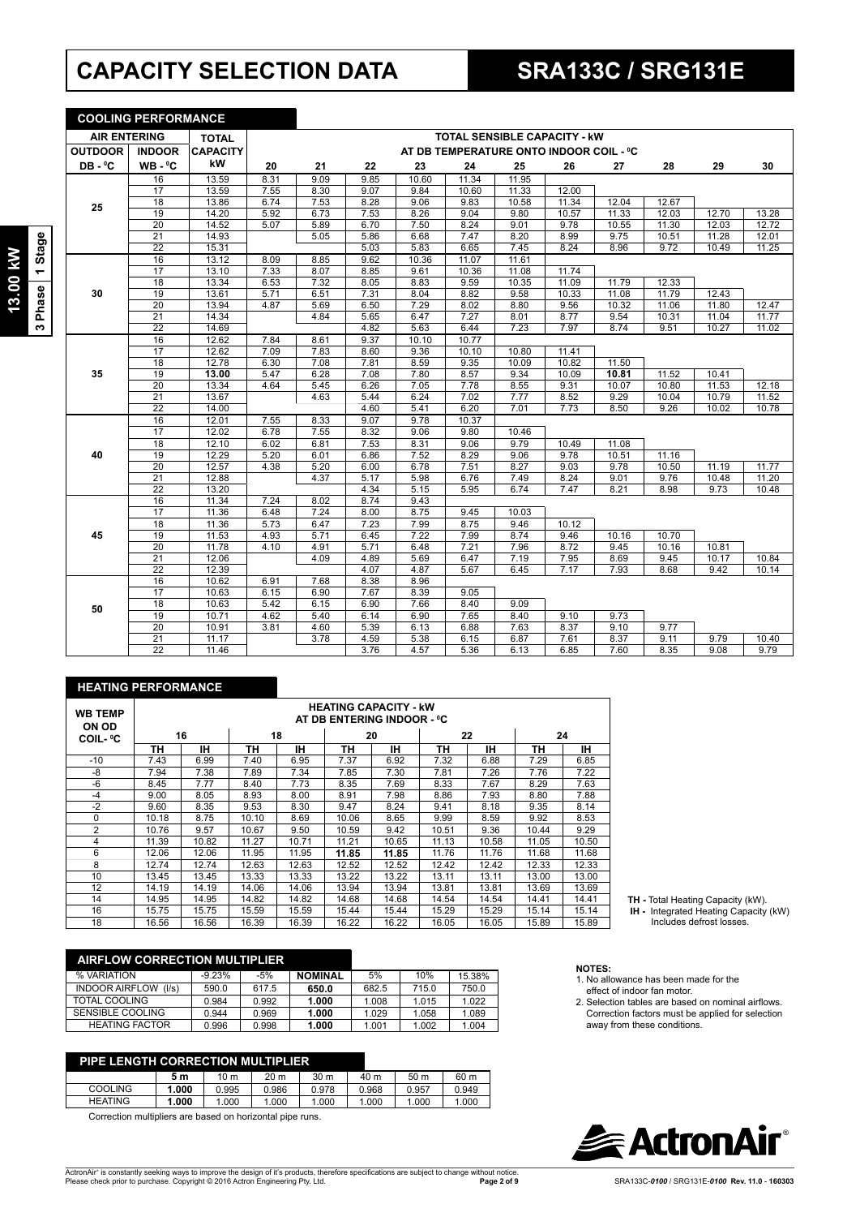# CAPACITY SELECTION DATA

# SRA133C / SRG131E

**13.00 kW | 3 Phase | 1 Stage**

## COOLING PERFORMANCE

| AIR ENTERING | | TOTAL CAPACITY | TOTAL SENSIBLE CAPACITY - kW AT DB TEMPERATURE ONTO INDOOR COIL - ⁰C | | | | | | | | | | |
|---|---|---|---|---|---|---|---|---|---|---|---|---|---|
| OUTDOOR DB - ⁰C | INDOOR WB - ⁰C | kW | 20 | 21 | 22 | 23 | 24 | 25 | 26 | 27 | 28 | 29 | 30 |
| 25 | 16 | 13.59 | 8.31 | 9.09 | 9.85 | 10.60 | 11.34 | 11.95 | | | | | |
| | 17 | 13.59 | 7.55 | 8.30 | 9.07 | 9.84 | 10.60 | 11.33 | 12.00 | | | | |
| | 18 | 13.86 | 6.74 | 7.53 | 8.28 | 9.06 | 9.83 | 10.58 | 11.34 | 12.04 | 12.67 | | |
| | 19 | 14.20 | 5.92 | 6.73 | 7.53 | 8.26 | 9.04 | 9.80 | 10.57 | 11.33 | 12.03 | 12.70 | 13.28 |
| | 20 | 14.52 | 5.07 | 5.89 | 6.70 | 7.50 | 8.24 | 9.01 | 9.78 | 10.55 | 11.30 | 12.03 | 12.72 |
| | 21 | 14.93 | | 5.05 | 5.86 | 6.68 | 7.47 | 8.20 | 8.99 | 9.75 | 10.51 | 11.28 | 12.01 |
| | 22 | 15.31 | | | 5.03 | 5.83 | 6.65 | 7.45 | 8.24 | 8.96 | 9.72 | 10.49 | 11.25 |
| 30 | 16 | 13.12 | 8.09 | 8.85 | 9.62 | 10.36 | 11.07 | 11.61 | | | | | |
| | 17 | 13.10 | 7.33 | 8.07 | 8.85 | 9.61 | 10.36 | 11.08 | 11.74 | | | | |
| | 18 | 13.34 | 6.53 | 7.32 | 8.05 | 8.83 | 9.59 | 10.35 | 11.09 | 11.79 | 12.33 | | |
| | 19 | 13.61 | 5.71 | 6.51 | 7.31 | 8.04 | 8.82 | 9.58 | 10.33 | 11.08 | 11.79 | 12.43 | |
| | 20 | 13.94 | 4.87 | 5.69 | 6.50 | 7.29 | 8.02 | 8.80 | 9.56 | 10.32 | 11.06 | 11.80 | 12.47 |
| | 21 | 14.34 | | 4.84 | 5.65 | 6.47 | 7.27 | 8.01 | 8.77 | 9.54 | 10.31 | 11.04 | 11.77 |
| | 22 | 14.69 | | | 4.82 | 5.63 | 6.44 | 7.23 | 7.97 | 8.74 | 9.51 | 10.27 | 11.02 |
| 35 | 16 | 12.62 | 7.84 | 8.61 | 9.37 | 10.10 | 10.77 | | | | | | |
| | 17 | 12.62 | 7.09 | 7.83 | 8.60 | 9.36 | 10.10 | 10.80 | 11.41 | | | | |
| | 18 | 12.78 | 6.30 | 7.08 | 7.81 | 8.59 | 9.35 | 10.09 | 10.82 | 11.50 | | | |
| | 19 | **13.00** | 5.47 | 6.28 | 7.08 | 7.80 | 8.57 | 9.34 | 10.09 | **10.81** | 11.52 | 10.41 | |
| | 20 | 13.34 | 4.64 | 5.45 | 6.26 | 7.05 | 7.78 | 8.55 | 9.31 | 10.07 | 10.80 | 11.53 | 12.18 |
| | 21 | 13.67 | | 4.63 | 5.44 | 6.24 | 7.02 | 7.77 | 8.52 | 9.29 | 10.04 | 10.79 | 11.52 |
| | 22 | 14.00 | | | 4.60 | 5.41 | 6.20 | 7.01 | 7.73 | 8.50 | 9.26 | 10.02 | 10.78 |
| 40 | 16 | 12.01 | 7.55 | 8.33 | 9.07 | 9.78 | 10.37 | | | | | | |
| | 17 | 12.02 | 6.78 | 7.55 | 8.32 | 9.06 | 9.80 | 10.46 | | | | | |
| | 18 | 12.10 | 6.02 | 6.81 | 7.53 | 8.31 | 9.06 | 9.79 | 10.49 | 11.08 | | | |
| | 19 | 12.29 | 5.20 | 6.01 | 6.86 | 7.52 | 8.29 | 9.06 | 9.78 | 10.51 | 11.16 | | |
| | 20 | 12.57 | 4.38 | 5.20 | 6.00 | 6.78 | 7.51 | 8.27 | 9.03 | 9.78 | 10.50 | 11.19 | 11.77 |
| | 21 | 12.88 | | 4.37 | 5.17 | 5.98 | 6.76 | 7.49 | 8.24 | 9.01 | 9.76 | 10.48 | 11.20 |
| | 22 | 13.20 | | | 4.34 | 5.15 | 5.95 | 6.74 | 7.47 | 8.21 | 8.98 | 9.73 | 10.48 |
| 45 | 16 | 11.34 | 7.24 | 8.02 | 8.74 | 9.43 | | | | | | | |
| | 17 | 11.36 | 6.48 | 7.24 | 8.00 | 8.75 | 9.45 | 10.03 | | | | | |
| | 18 | 11.36 | 5.73 | 6.47 | 7.23 | 7.99 | 8.75 | 9.46 | 10.12 | | | | |
| | 19 | 11.53 | 4.93 | 5.71 | 6.45 | 7.22 | 7.99 | 8.74 | 9.46 | 10.16 | 10.70 | | |
| | 20 | 11.78 | 4.10 | 4.91 | 5.71 | 6.48 | 7.21 | 7.96 | 8.72 | 9.45 | 10.16 | 10.81 | |
| | 21 | 12.06 | | 4.09 | 4.89 | 5.69 | 6.47 | 7.19 | 7.95 | 8.69 | 9.45 | 10.17 | 10.84 |
| | 22 | 12.39 | | | 4.07 | 4.87 | 5.67 | 6.45 | 7.17 | 7.93 | 8.68 | 9.42 | 10.14 |
| 50 | 16 | 10.62 | 6.91 | 7.68 | 8.38 | 8.96 | | | | | | | |
| | 17 | 10.63 | 6.15 | 6.90 | 7.67 | 8.39 | 9.05 | | | | | | |
| | 18 | 10.63 | 5.42 | 6.15 | 6.90 | 7.66 | 8.40 | 9.09 | | | | | |
| | 19 | 10.71 | 4.62 | 5.40 | 6.14 | 6.90 | 7.65 | 8.40 | 9.10 | 9.73 | | | |
| | 20 | 10.91 | 3.81 | 4.60 | 5.39 | 6.13 | 6.88 | 7.63 | 8.37 | 9.10 | 9.77 | | |
| | 21 | 11.17 | | 3.78 | 4.59 | 5.38 | 6.15 | 6.87 | 7.61 | 8.37 | 9.11 | 9.79 | 10.40 |
| | 22 | 11.46 | | | 3.76 | 4.57 | 5.36 | 6.13 | 6.85 | 7.60 | 8.35 | 9.08 | 9.79 |

## HEATING PERFORMANCE

| WB TEMP ON OD COIL- ⁰C | HEATING CAPACITY - kW AT DB ENTERING INDOOR - ⁰C | | | | | | | | | |
|---|---|---|---|---|---|---|---|---|---|---|
| | 16 | | 18 | | 20 | | 22 | | 24 | |
| | TH | IH | TH | IH | TH | IH | TH | IH | TH | IH |
| -10 | 7.43 | 6.99 | 7.40 | 6.95 | 7.37 | 6.92 | 7.32 | 6.88 | 7.29 | 6.85 |
| -8 | 7.94 | 7.38 | 7.89 | 7.34 | 7.85 | 7.30 | 7.81 | 7.26 | 7.76 | 7.22 |
| -6 | 8.45 | 7.77 | 8.40 | 7.73 | 8.35 | 7.69 | 8.33 | 7.67 | 8.29 | 7.63 |
| -4 | 9.00 | 8.05 | 8.93 | 8.00 | 8.91 | 7.98 | 8.86 | 7.93 | 8.80 | 7.88 |
| -2 | 9.60 | 8.35 | 9.53 | 8.30 | 9.47 | 8.24 | 9.41 | 8.18 | 9.35 | 8.14 |
| 0 | 10.18 | 8.75 | 10.10 | 8.69 | 10.06 | 8.65 | 9.99 | 8.59 | 9.92 | 8.53 |
| 2 | 10.76 | 9.57 | 10.67 | 9.50 | 10.59 | 9.42 | 10.51 | 9.36 | 10.44 | 9.29 |
| 4 | 11.39 | 10.82 | 11.27 | 10.71 | 11.21 | 10.65 | 11.13 | 10.58 | 11.05 | 10.50 |
| 6 | 12.06 | 12.06 | 11.95 | 11.95 | **11.85** | **11.85** | 11.76 | 11.76 | 11.68 | 11.68 |
| 8 | 12.74 | 12.74 | 12.63 | 12.63 | 12.52 | 12.52 | 12.42 | 12.42 | 12.33 | 12.33 |
| 10 | 13.45 | 13.45 | 13.33 | 13.33 | 13.22 | 13.22 | 13.11 | 13.11 | 13.00 | 13.00 |
| 12 | 14.19 | 14.19 | 14.06 | 14.06 | 13.94 | 13.94 | 13.81 | 13.81 | 13.69 | 13.69 |
| 14 | 14.95 | 14.95 | 14.82 | 14.82 | 14.68 | 14.68 | 14.54 | 14.54 | 14.41 | 14.41 |
| 16 | 15.75 | 15.75 | 15.59 | 15.59 | 15.44 | 15.44 | 15.29 | 15.29 | 15.14 | 15.14 |
| 18 | 16.56 | 16.56 | 16.39 | 16.39 | 16.22 | 16.22 | 16.05 | 16.05 | 15.89 | 15.89 |

**TH -** Total Heating Capacity (kW).
**IH -** Integrated Heating Capacity (kW) Includes defrost losses.

## AIRFLOW CORRECTION MULTIPLIER

| % VARIATION | -9.23% | -5% | **NOMINAL** | 5% | 10% | 15.38% |
|---|---|---|---|---|---|---|
| INDOOR AIRFLOW (l/s) | 590.0 | 617.5 | **650.0** | 682.5 | 715.0 | 750.0 |
| TOTAL COOLING | 0.984 | 0.992 | **1.000** | 1.008 | 1.015 | 1.022 |
| SENSIBLE COOLING | 0.944 | 0.969 | **1.000** | 1.029 | 1.058 | 1.089 |
| HEATING FACTOR | 0.996 | 0.998 | **1.000** | 1.001 | 1.002 | 1.004 |

## PIPE LENGTH CORRECTION MULTIPLIER

| | **5 m** | 10 m | 20 m | 30 m | 40 m | 50 m | 60 m |
|---|---|---|---|---|---|---|---|
| COOLING | **1.000** | 0.995 | 0.986 | 0.978 | 0.968 | 0.957 | 0.949 |
| HEATING | **1.000** | 1.000 | 1.000 | 1.000 | 1.000 | 1.000 | 1.000 |

Correction multipliers are based on horizontal pipe runs.

**NOTES:**

1. No allowance has been made for the effect of indoor fan motor.
2. Selection tables are based on nominal airflows. Correction factors must be applied for selection away from these conditions.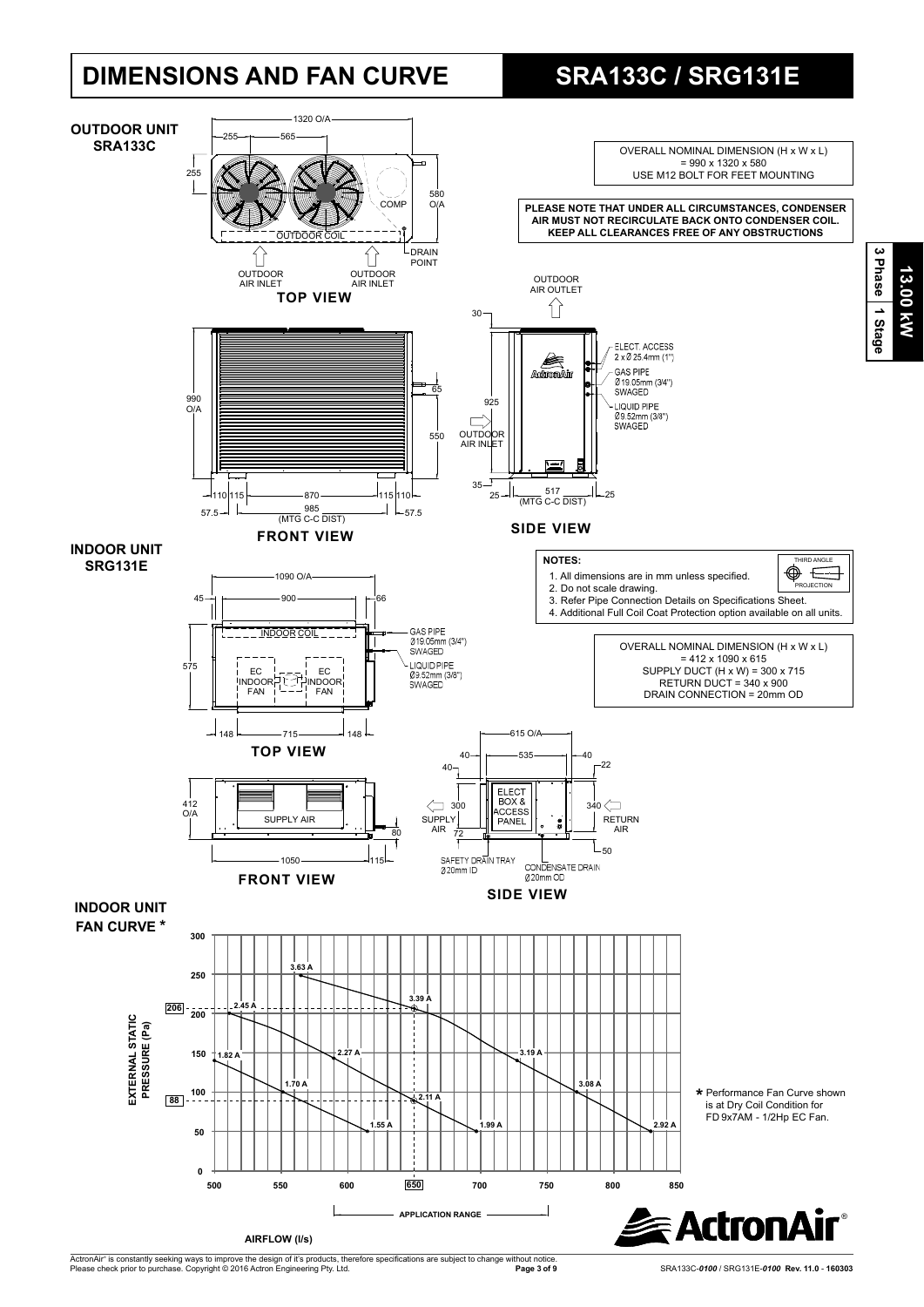# DIMENSIONS AND FAN CURVE

# SRA133C / SRG131E

13.00 kW | 3 Phase | 1 Stage

## OUTDOOR UNIT SRA133C

OVERALL NOMINAL DIMENSION (H x W x L)
= 990 x 1320 x 580
USE M12 BOLT FOR FEET MOUNTING

**PLEASE NOTE THAT UNDER ALL CIRCUMSTANCES, CONDENSER AIR MUST NOT RECIRCULATE BACK ONTO CONDENSER COIL. KEEP ALL CLEARANCES FREE OF ANY OBSTRUCTIONS**

### TOP VIEW

1320 O/A; 255; 565; 255; 580 O/A; COMP; OUTDOOR COIL; DRAIN POINT; OUTDOOR AIR INLET; OUTDOOR AIR INLET

### FRONT VIEW

990 O/A; 65; 550; 110; 115; 870; 115; 110; 57.5; 985 (MTG C-C DIST); 57.5

### SIDE VIEW

OUTDOOR AIR OUTLET; 30; 925; 35; OUTDOOR AIR INLET; 25; 517 (MTG C-C DIST); 25

- ELECT. ACCESS 2 x Ø 25.4mm (1")
- GAS PIPE Ø 19.05mm (3/4") SWAGED
- LIQUID PIPE Ø 9.52mm (3/8") SWAGED

## INDOOR UNIT SRG131E

**NOTES:**

1. All dimensions are in mm unless specified.
2. Do not scale drawing.
3. Refer Pipe Connection Details on Specifications Sheet.
4. Additional Full Coil Coat Protection option available on all units.

THIRD ANGLE PROJECTION

OVERALL NOMINAL DIMENSION (H x W x L)
= 412 x 1090 x 615
SUPPLY DUCT (H x W) = 300 x 715
RETURN DUCT = 340 x 900
DRAIN CONNECTION = 20mm OD

### TOP VIEW

1090 O/A; 45; 900; 66; 575; INDOOR COIL; EC INDOOR FAN; EC INDOOR FAN; 148; 715; 148

- GAS PIPE Ø19.05mm (3/4") SWAGED
- LIQUID PIPE Ø9.52mm (3/8") SWAGED

### FRONT VIEW

412 O/A; SUPPLY AIR; 80; 1050; 115

### SIDE VIEW

615 O/A; 40; 535; 40; 40; 22; 300; SUPPLY AIR; 72; ELECT BOX & ACCESS PANEL; 340; RETURN AIR; 50; SAFETY DRAIN TRAY Ø20mm ID; CONDENSATE DRAIN Ø20mm OD

## INDOOR UNIT FAN CURVE *

EXTERNAL STATIC PRESSURE (Pa) vs AIRFLOW (l/s)

Y-axis: 0, 50, 88, 100, 150, 200, 206, 250, 300
X-axis: 500, 550, 600, 650, 700, 750, 800, 850

Curve points: 3.63 A, 3.39 A, 3.19 A, 3.08 A, 2.92 A; 2.45 A, 2.27 A, 2.11 A, 1.99 A; 1.82 A, 1.70 A, 1.55 A

APPLICATION RANGE

* Performance Fan Curve shown is at Dry Coil Condition for FD 9x7AM - 1/2Hp EC Fan.

ActronAir®

ActronAir® is constantly seeking ways to improve the design of it's products, therefore specifications are subject to change without notice.
Please check prior to purchase. Copyright © 2016 Actron Engineering Pty. Ltd.

SRA133C-*0100* / SRG131E-*0100* Rev. 11.0 - 160303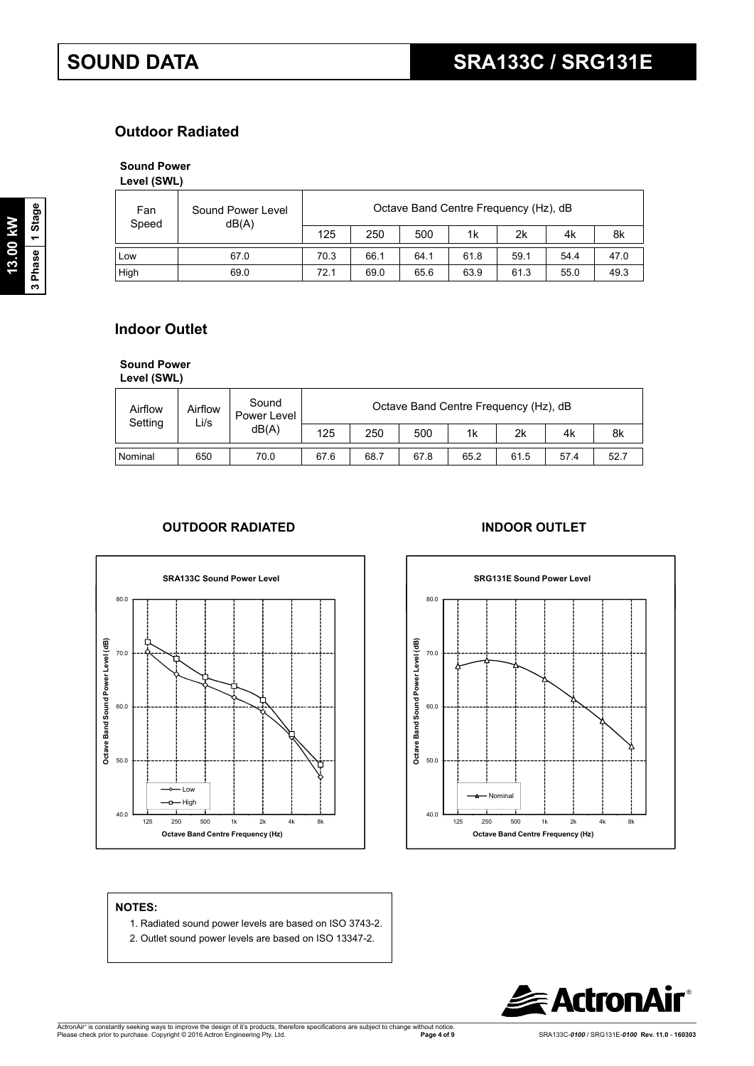# SOUND DATA

## SRA133C / SRG131E

### Outdoor Radiated

**Sound Power Level (SWL)**

| Fan Speed | Sound Power Level dB(A) | Octave Band Centre Frequency (Hz), dB | | | | | | |
|---|---|---|---|---|---|---|---|---|
| | | 125 | 250 | 500 | 1k | 2k | 4k | 8k |
| Low | 67.0 | 70.3 | 66.1 | 64.1 | 61.8 | 59.1 | 54.4 | 47.0 |
| High | 69.0 | 72.1 | 69.0 | 65.6 | 63.9 | 61.3 | 55.0 | 49.3 |

### Indoor Outlet

**Sound Power Level (SWL)**

| Airflow Setting | Airflow L/s | Sound Power Level dB(A) | Octave Band Centre Frequency (Hz), dB | | | | | | |
|---|---|---|---|---|---|---|---|---|---|
| | | | 125 | 250 | 500 | 1k | 2k | 4k | 8k |
| Nominal | 650 | 70.0 | 67.6 | 68.7 | 67.8 | 65.2 | 61.5 | 57.4 | 52.7 |

**OUTDOOR RADIATED**

**INDOOR OUTLET**

**NOTES:**

1. Radiated sound power levels are based on ISO 3743-2.
2. Outlet sound power levels are based on ISO 13347-2.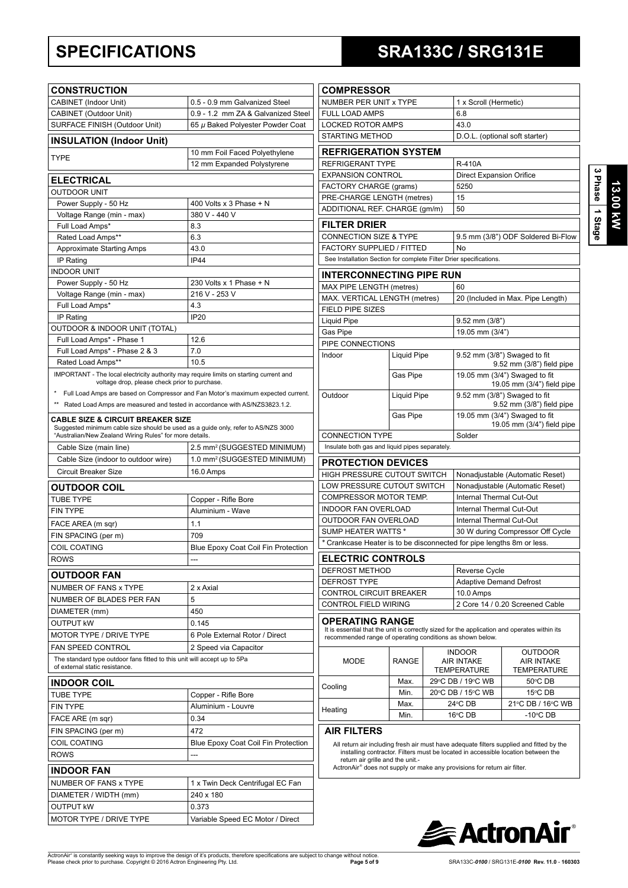# SPECIFICATIONS

# SRA133C / SRG131E

**3 Phase | 1 Stage — 13.00 kW**

## CONSTRUCTION

| CONSTRUCTION | |
|---|---|
| CABINET (Indoor Unit) | 0.5 - 0.9 mm Galvanized Steel |
| CABINET (Outdoor Unit) | 0.9 - 1.2 mm ZA & Galvanized Steel |
| SURFACE FINISH (Outdoor Unit) | 65 μ Baked Polyester Powder Coat |

## INSULATION (Indoor Unit)

| INSULATION (Indoor Unit) | |
|---|---|
| TYPE | 10 mm Foil Faced Polyethylene |
| | 12 mm Expanded Polystyrene |

## ELECTRICAL

| ELECTRICAL | |
|---|---|
| OUTDOOR UNIT | |
| Power Supply - 50 Hz | 400 Volts x 3 Phase + N |
| Voltage Range (min - max) | 380 V - 440 V |
| Full Load Amps* | 8.3 |
| Rated Load Amps** | 6.3 |
| Approximate Starting Amps | 43.0 |
| IP Rating | IP44 |
| INDOOR UNIT | |
| Power Supply - 50 Hz | 230 Volts x 1 Phase + N |
| Voltage Range (min - max) | 216 V - 253 V |
| Full Load Amps* | 4.3 |
| IP Rating | IP20 |
| OUTDOOR & INDOOR UNIT (TOTAL) | |
| Full Load Amps* - Phase 1 | 12.6 |
| Full Load Amps* - Phase 2 & 3 | 7.0 |
| Rated Load Amps** | 10.5 |

IMPORTANT - The local electricity authority may require limits on starting current and voltage drop, please check prior to purchase.

\* Full Load Amps are based on Compressor and Fan Motor's maximum expected current.

\*\* Rated Load Amps are measured and tested in accordance with AS/NZS3823.1.2.

**CABLE SIZE & CIRCUIT BREAKER SIZE**
Suggested minimum cable size should be used as a guide only, refer to AS/NZS 3000 "Australian/New Zealand Wiring Rules" for more details.

| | |
|---|---|
| Cable Size (main line) | 2.5 mm² (SUGGESTED MINIMUM) |
| Cable Size (indoor to outdoor wire) | 1.0 mm² (SUGGESTED MINIMUM) |
| Circuit Breaker Size | 16.0 Amps |

## OUTDOOR COIL

| OUTDOOR COIL | |
|---|---|
| TUBE TYPE | Copper - Rifle Bore |
| FIN TYPE | Aluminium - Wave |
| FACE AREA (m sqr) | 1.1 |
| FIN SPACING (per m) | 709 |
| COIL COATING | Blue Epoxy Coat Coil Fin Protection |
| ROWS | --- |

## OUTDOOR FAN

| OUTDOOR FAN | |
|---|---|
| NUMBER OF FANS x TYPE | 2 x Axial |
| NUMBER OF BLADES PER FAN | 5 |
| DIAMETER (mm) | 450 |
| OUTPUT kW | 0.145 |
| MOTOR TYPE / DRIVE TYPE | 6 Pole External Rotor / Direct |
| FAN SPEED CONTROL | 2 Speed via Capacitor |

The standard type outdoor fans fitted to this unit will accept up to 5Pa of external static resistance.

## INDOOR COIL

| INDOOR COIL | |
|---|---|
| TUBE TYPE | Copper - Rifle Bore |
| FIN TYPE | Aluminium - Louvre |
| FACE ARE (m sqr) | 0.34 |
| FIN SPACING (per m) | 472 |
| COIL COATING | Blue Epoxy Coat Coil Fin Protection |
| ROWS | --- |

## INDOOR FAN

| INDOOR FAN | |
|---|---|
| NUMBER OF FANS x TYPE | 1 x Twin Deck Centrifugal EC Fan |
| DIAMETER / WIDTH (mm) | 240 x 180 |
| OUTPUT kW | 0.373 |
| MOTOR TYPE / DRIVE TYPE | Variable Speed EC Motor / Direct |

## COMPRESSOR

| COMPRESSOR | |
|---|---|
| NUMBER PER UNIT x TYPE | 1 x Scroll (Hermetic) |
| FULL LOAD AMPS | 6.8 |
| LOCKED ROTOR AMPS | 43.0 |
| STARTING METHOD | D.O.L. (optional soft starter) |

## REFRIGERATION SYSTEM

| REFRIGERATION SYSTEM | |
|---|---|
| REFRIGERANT TYPE | R-410A |
| EXPANSION CONTROL | Direct Expansion Orifice |
| FACTORY CHARGE (grams) | 5250 |
| PRE-CHARGE LENGTH (metres) | 15 |
| ADDITIONAL REF. CHARGE (gm/m) | 50 |

## FILTER DRIER

| FILTER DRIER | |
|---|---|
| CONNECTION SIZE & TYPE | 9.5 mm (3/8") ODF Soldered Bi-Flow |
| FACTORY SUPPLIED / FITTED | No |

See Installation Section for complete Filter Drier specifications.

## INTERCONNECTING PIPE RUN

| INTERCONNECTING PIPE RUN | | |
|---|---|---|
| MAX PIPE LENGTH (metres) | | 60 |
| MAX. VERTICAL LENGTH (metres) | | 20 (Included in Max. Pipe Length) |
| FIELD PIPE SIZES | | |
| Liquid Pipe | | 9.52 mm (3/8") |
| Gas Pipe | | 19.05 mm (3/4") |
| PIPE CONNECTIONS | | |
| Indoor | Liquid Pipe | 9.52 mm (3/8") Swaged to fit 9.52 mm (3/8") field pipe |
| | Gas Pipe | 19.05 mm (3/4") Swaged to fit 19.05 mm (3/4") field pipe |
| Outdoor | Liquid Pipe | 9.52 mm (3/8") Swaged to fit 9.52 mm (3/8") field pipe |
| | Gas Pipe | 19.05 mm (3/4") Swaged to fit 19.05 mm (3/4") field pipe |
| CONNECTION TYPE | | Solder |

Insulate both gas and liquid pipes separately.

## PROTECTION DEVICES

| PROTECTION DEVICES | |
|---|---|
| HIGH PRESSURE CUTOUT SWITCH | Nonadjustable (Automatic Reset) |
| LOW PRESSURE CUTOUT SWITCH | Nonadjustable (Automatic Reset) |
| COMPRESSOR MOTOR TEMP. | Internal Thermal Cut-Out |
| INDOOR FAN OVERLOAD | Internal Thermal Cut-Out |
| OUTDOOR FAN OVERLOAD | Internal Thermal Cut-Out |
| SUMP HEATER WATTS * | 30 W during Compressor Off Cycle |

\* Crankcase Heater is to be disconnected for pipe lengths 8m or less.

## ELECTRIC CONTROLS

| ELECTRIC CONTROLS | |
|---|---|
| DEFROST METHOD | Reverse Cycle |
| DEFROST TYPE | Adaptive Demand Defrost |
| CONTROL CIRCUIT BREAKER | 10.0 Amps |
| CONTROL FIELD WIRING | 2 Core 14 / 0.20 Screened Cable |

## OPERATING RANGE

It is essential that the unit is correctly sized for the application and operates within its recommended range of operating conditions as shown below.

| MODE | RANGE | INDOOR AIR INTAKE TEMPERATURE | OUTDOOR AIR INTAKE TEMPERATURE |
|---|---|---|---|
| Cooling | Max. | 29°C DB / 19°C WB | 50°C DB |
| | Min. | 20°C DB / 15°C WB | 15°C DB |
| Heating | Max. | 24°C DB | 21°C DB / 16°C WB |
| | Min. | 16°C DB | -10°C DB |

## AIR FILTERS

All return air including fresh air must have adequate filters supplied and fitted by the installing contractor. Filters must be located in accessible location between the return air grille and the unit.-

ActronAir® does not supply or make any provisions for return air filter.

ActronAir® is constantly seeking ways to improve the design of it's products, therefore specifications are subject to change without notice. Please check prior to purchase. Copyright © 2016 Actron Engineering Pty. Ltd.

SRA133C-*0100* / SRG131E-*0100* Rev. 11.0 - 160303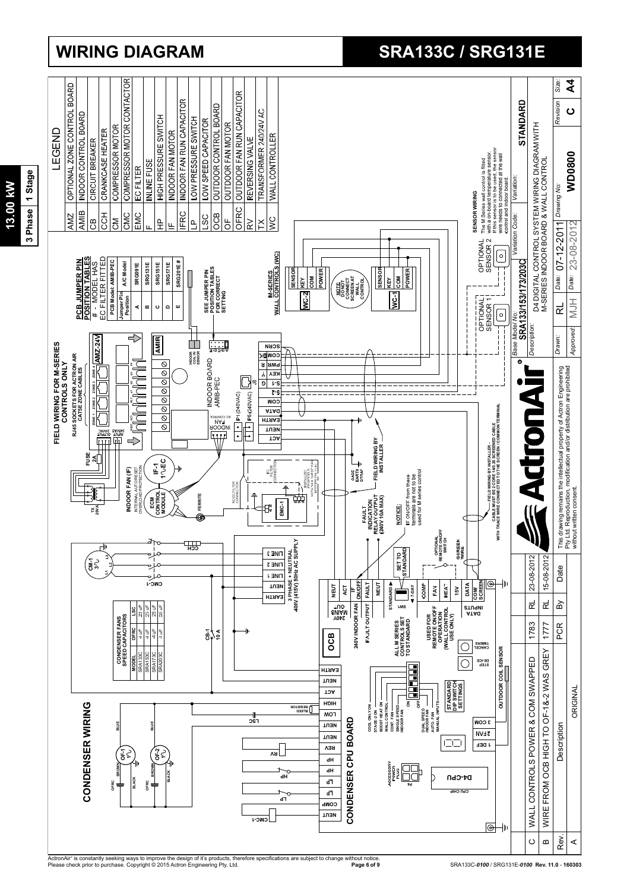# WIRING DIAGRAM

# SRA133C / SRG131E

**13.00 kW** | **3 Phase** | **1 Stage**

## LEGEND

| Code | Description |
|---|---|
| AMZ | OPTIONAL ZONE CONTROL BOARD |
| AMIB | INDOOR CONTROL BOARD |
| CB | CIRCUIT BREAKER |
| CCH | CRANKCASE HEATER |
| CM | COMPRESSOR MOTOR |
| CMC | COMPRESSOR MOTOR CONTACTOR |
| EMC | EC FILTER |
| F | INLINE FUSE |
| HP | HIGH PRESSURE SWITCH |
| IF | INDOOR FAN MOTOR |
| IFRC | INDOOR FAN RUN CAPACITOR |
| LP | LOW PRESSURE SWITCH |
| LSC | LOW SPEED CAPACITOR |
| OCB | OUTDOOR CONTROL BOARD |
| OF | OUTDOOR FAN MOTOR |
| OFRC | OUTDOOR FAN RUN CAPACITOR |
| RV | REVERSING VALVE |
| TX | TRANSFORMER 240/24V AC |
| WC | WALL CONTROLLER |

## PCB JUMPER PIN POSITION TABLES

# - MODEL HAS EC FILTER FITTED

PCB Model: AMIB-PEC

| Jumper Pin Position | A/C Model |
|---|---|
| A | SRG091E |
| B | SRG131E |
| C | SRG151E |
| D | SRG171E |
| E | SRG201E # |

SEE JUMPER PIN POSITION TABLES FOR CORRECT SETTING

## CONDENSER FANS SPEED CAPACITORS

| MODEL | OFRC | LSC |
|---|---|---|
| SRA133C | 4 uF | 25 uF |
| SRA153C | 4 uF | 25 uF |
| SRA173C | 4uF | 25 uF |
| SRA203C | 4 uF | 25 uF |

## FIELD WIRING FOR M-SERIES CONTROLS ONLY

RJ45 SOCKETS FOR ACTRON AIR CAT5E ZONE CABLES

## M-SERIES WALL CONTROLS (WC)

NOTE: DO NOT CONNECT SCREEN AT WALL CONTROL

**SENSOR WIRING**
The M-Series wall control is fitted with a on-board temperature sensor. If this sensor is to be used, the sensor wire needs to connected at the wall control and indoor board.

## CONDENSER WIRING

## CONDENSER CPU BOARD

3 PHASE + NEUTRAL 400V (415V) 50Hz AC SUPPLY

FAULT INDICATION RELAY OUTPUT (240V 10A MAX)

NOTICE: IF ON/OFF from these terminals are not to be used for M series control

FIELD WIRING BY INSTALLER - CABLE MUST BE 2 CORE 14/0.20 SCREENED CABLE WITH TRACE WIRE CONNECTED TO THE SCREEN / COMMON TERMINAL

ALL M SERIES CONTROLS SET TO STANDARD

USED FOR REMOTE ON/OFF OPERATION (WALL CONTROL USE ONLY)

SET TO STANDARD

OPTIONAL REMOTE ON/OFF SWITCH

| Base Model No: SRA133/153/173/203C | Variation Code: | Variation: STANDARD |
|---|---|---|
| Description: D4 DIGITAL CONTROL SYSTEM WIRING DIAGRAM WITH M-SERIES INDOOR BOARD & WALL CONTROL | | |
| Drawn: RL | Date: 07-12-2011 | Drawing No: WD0800 |
| Approved: MJH | Date: 23-08-2012 | Revision: C | Size: A4 |

This drawing remains the intellectual property of Actron Engineering Pty Ltd. Reproduction, modification and/or distribution are prohibited without written consent.

| Rev. | Description | | By | Date |
|---|---|---|---|---|
| C | WALL CONTROLS POWER & COM SWAPPED | 1783 | RL | 23-08-2012 |
| B | WIRE FROM OCB HIGH TO OF-1&-2 WAS GREY | 1777 | RL | 15-08-2012 |
| A | ORIGINAL | PCR | | |

ActronAir® is constantly seeking ways to improve the design of it's products, therefore specifications are subject to change without notice.
Please check prior to purchase. Copyright © 2015 Actron Engineering Pty. Ltd.

SRA133C-0100 / SRG131E-0100 Rev. 11.0 - 160303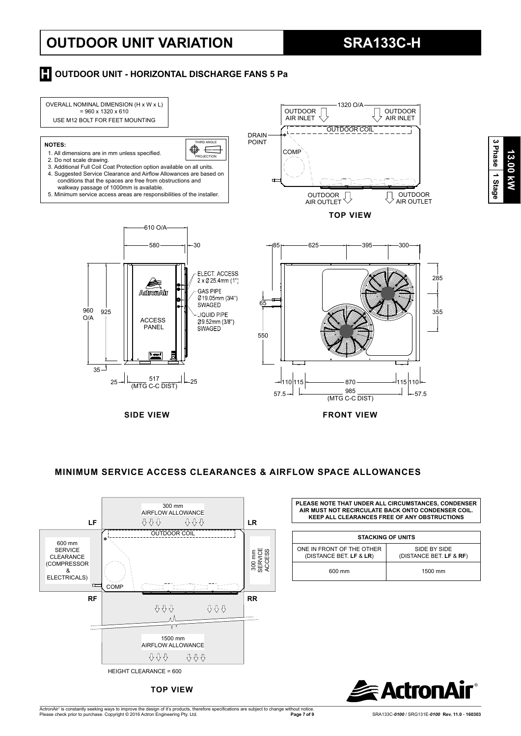# OUTDOOR UNIT VARIATION

# SRA133C-H

13.00 kW | 3 Phase | 1 Stage

## H OUTDOOR UNIT - HORIZONTAL DISCHARGE FANS 5 Pa

OVERALL NOMINAL DIMENSION (H x W x L) = 960 x 1320 x 610

USE M12 BOLT FOR FEET MOUNTING

**NOTES:**

1. All dimensions are in mm unless specified.
2. Do not scale drawing.
3. Additional Full Coil Coat Protection option available on all units.
4. Suggested Service Clearance and Airflow Allowances are based on conditions that the spaces are free from obstructions and walkway passage of 1000mm is available.
5. Minimum service access areas are responsibilities of the installer.

THIRD ANGLE PROJECTION

**TOP VIEW**

1320 O/A; OUTDOOR AIR INLET; OUTDOOR AIR INLET; OUTDOOR COIL; DRAIN POINT; COMP; OUTDOOR AIR OUTLET; OUTDOOR AIR OUTLET

**SIDE VIEW**

610 O/A; 580; 30; 960 O/A; 925; 35; 25; 517 (MTG C-C DIST); 25; ACCESS PANEL

ELECT. ACCESS 2 x Ø 25.4mm (1")

GAS PIPE Ø19.05mm (3/4") SWAGED

LIQUID PIPE Ø9.52mm (3/8") SWAGED

**FRONT VIEW**

85; 625; 395; 300; 285; 355; 65; 550; 110; 115; 870; 115; 110; 57.5; 985 (MTG C-C DIST); 57.5

## MINIMUM SERVICE ACCESS CLEARANCES & AIRFLOW SPACE ALLOWANCES

**TOP VIEW**

LF; LR; RF; RR

300 mm AIRFLOW ALLOWANCE

OUTDOOR COIL

600 mm SERVICE CLEARANCE (COMPRESSOR & ELECTRICALS)

COMP

300 mm SERVICE ACCESS

1500 mm AIRFLOW ALLOWANCE

HEIGHT CLEARANCE = 600

**PLEASE NOTE THAT UNDER ALL CIRCUMSTANCES, CONDENSER AIR MUST NOT RECIRCULATE BACK ONTO CONDENSER COIL. KEEP ALL CLEARANCES FREE OF ANY OBSTRUCTIONS**

| STACKING OF UNITS | |
|---|---|
| ONE IN FRONT OF THE OTHER (DISTANCE BET. **LF** & **LR**) | SIDE BY SIDE (DISTANCE BET. **LF** & **RF**) |
| 600 mm | 1500 mm |

ActronAir®

ActronAir® is constantly seeking ways to improve the design of it's products, therefore specifications are subject to change without notice. Please check prior to purchase. Copyright © 2016 Actron Engineering Pty. Ltd.

SRA133C-*0100* / SRG131E-*0100* **Rev. 11.0 - 160303**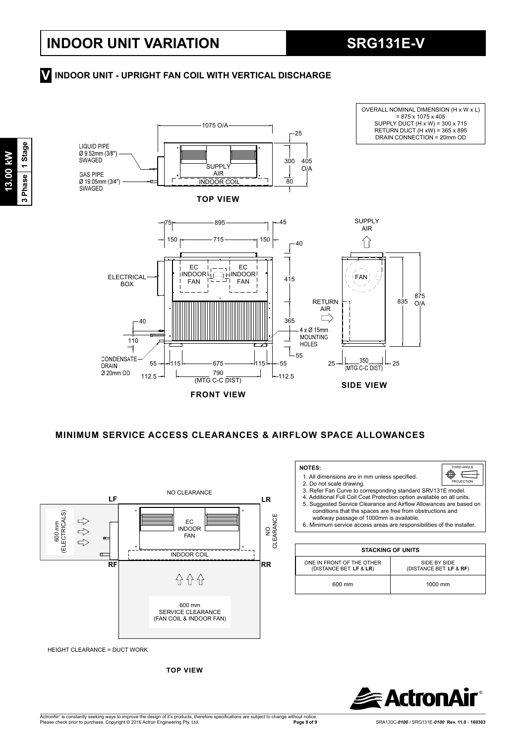# INDOOR UNIT VARIATION

# SRG131E-V

## V INDOOR UNIT - UPRIGHT FAN COIL WITH VERTICAL DISCHARGE

OVERALL NOMINAL DIMENSION (H x W x L) = 875 x 1075 x 405
SUPPLY DUCT (H x W) = 300 x 715
RETURN DUCT (H xW) = 365 x 895
DRAIN CONNECTION = 20mm OD

LIQUID PIPE Ø 9.52mm (3/8") SWAGED

GAS PIPE Ø 19.05mm (3/4") SWAGED

1075 O/A, 25, 300, 405 O/A, 80

SUPPLY AIR

INDOOR COIL

**TOP VIEW**

75, 895, 45, 150, 715, 150, 40, 415, 365, 55

ELECTRICAL BOX

EC INDOOR FAN

EC INDOOR FAN

40, 110

4 x Ø 15mm MOUNTING HOLES

CONDENSATE DRAIN Ø 20mm OD

55, 115, 675, 115, 55

112.5, 790 (MTG C-C DIST), 112.5

**FRONT VIEW**

SUPPLY AIR

FAN

RETURN AIR

835, 875 O/A

25, 350 (MTG C-C DIST), 25

**SIDE VIEW**

## MINIMUM SERVICE ACCESS CLEARANCES & AIRFLOW SPACE ALLOWANCES

NO CLEARANCE

LF, LR, RF, RR

600 mm (ELECTRICALS)

EC INDOOR FAN

NO CLEARANCE

INDOOR COIL

600 mm SERVICE CLEARANCE (FAN COIL & INDOOR FAN)

HEIGHT CLEARANCE = DUCT WORK

**TOP VIEW**

**NOTES:**

THIRD ANGLE PROJECTION

1. All dimensions are in mm unless specified.
2. Do not scale drawing.
3. Refer Fan Curve to corresponding standard SRV131E model.
4. Additional Full Coil Coat Protection option available on all units.
5. Suggested Service Clearance and Airflow Allowances are based on conditions that the spaces are free from obstructions and walkway passage of 1000mm is available.
6. Minimum service access areas are responsibilities of the installer.

| STACKING OF UNITS | |
|---|---|
| ONE IN FRONT OF THE OTHER (DISTANCE BET. **LF** & **LR**) | SIDE BY SIDE (DISTANCE BET. **LF** & **RF**) |
| 600 mm | 1000 mm |

ActronAir® is constantly seeking ways to improve the design of it's products, therefore specifications are subject to change without notice. Please check prior to purchase. Copyright © 2016 Actron Engineering Pty. Ltd.

SRA133C-*0100* / SRG131E-*0100* **Rev. 11.0 - 160303**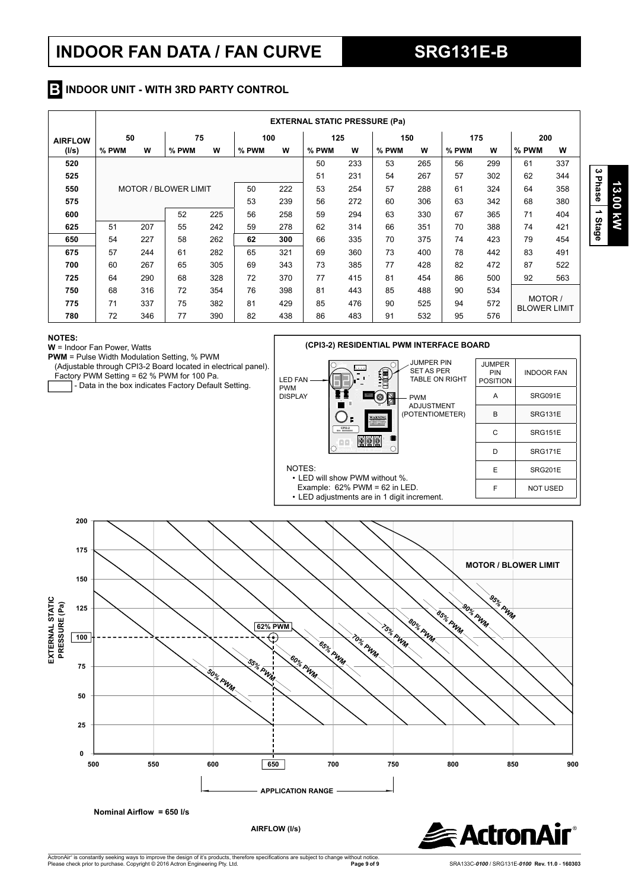# INDOOR FAN DATA / FAN CURVE

# SRG131E-B

## B INDOOR UNIT - WITH 3RD PARTY CONTROL

| AIRFLOW (l/s) | EXTERNAL STATIC PRESSURE (Pa) | | | | | | | | | | | | | |
|---|---|---|---|---|---|---|---|---|---|---|---|---|---|---|
| | 50 | | 75 | | 100 | | 125 | | 150 | | 175 | | 200 | |
| | % PWM | W | % PWM | W | % PWM | W | % PWM | W | % PWM | W | % PWM | W | % PWM | W |
| 520 | MOTOR / BLOWER LIMIT | | | | | | 50 | 233 | 53 | 265 | 56 | 299 | 61 | 337 |
| 525 | | | | | | | 51 | 231 | 54 | 267 | 57 | 302 | 62 | 344 |
| 550 | | | | | 50 | 222 | 53 | 254 | 57 | 288 | 61 | 324 | 64 | 358 |
| 575 | | | | | 53 | 239 | 56 | 272 | 60 | 306 | 63 | 342 | 68 | 380 |
| 600 | | | 52 | 225 | 56 | 258 | 59 | 294 | 63 | 330 | 67 | 365 | 71 | 404 |
| 625 | 51 | 207 | 55 | 242 | 59 | 278 | 62 | 314 | 66 | 351 | 70 | 388 | 74 | 421 |
| 650 | 54 | 227 | 58 | 262 | **62** | **300** | 66 | 335 | 70 | 375 | 74 | 423 | 79 | 454 |
| 675 | 57 | 244 | 61 | 282 | 65 | 321 | 69 | 360 | 73 | 400 | 78 | 442 | 83 | 491 |
| 700 | 60 | 267 | 65 | 305 | 69 | 343 | 73 | 385 | 77 | 428 | 82 | 472 | 87 | 522 |
| 725 | 64 | 290 | 68 | 328 | 72 | 370 | 77 | 415 | 81 | 454 | 86 | 500 | 92 | 563 |
| 750 | 68 | 316 | 72 | 354 | 76 | 398 | 81 | 443 | 85 | 488 | 90 | 534 | MOTOR / BLOWER LIMIT | |
| 775 | 71 | 337 | 75 | 382 | 81 | 429 | 85 | 476 | 90 | 525 | 94 | 572 | | |
| 780 | 72 | 346 | 77 | 390 | 82 | 438 | 86 | 483 | 91 | 532 | 95 | 576 | | |

3 Phase | 1 Stage | 13.00 kW

**NOTES:**

**W** = Indoor Fan Power, Watts

**PWM** = Pulse Width Modulation Setting, % PWM
(Adjustable through CPI3-2 Board located in electrical panel).
Factory PWM Setting = 62 % PWM for 100 Pa.
[ ] - Data in the box indicates Factory Default Setting.

**(CPI3-2) RESIDENTIAL PWM INTERFACE BOARD**

LED FAN PWM DISPLAY

JUMPER PIN SET AS PER TABLE ON RIGHT

PWM ADJUSTMENT (POTENTIOMETER)

| JUMPER PIN POSITION | INDOOR FAN |
|---|---|
| A | SRG091E |
| B | SRG131E |
| C | SRG151E |
| D | SRG171E |
| E | SRG201E |
| F | NOT USED |

NOTES:
- LED will show PWM without %.
  Example: 62% PWM = 62 in LED.
- LED adjustments are in 1 digit increment.

EXTERNAL STATIC PRESSURE (Pa)

200
175
150
125
100
75
50
25
0

500 550 600 650 700 750 800 850 900

MOTOR / BLOWER LIMIT

50% PWM
55% PWM
60% PWM
62% PWM
65% PWM
70% PWM
75% PWM
80% PWM
85% PWM
90% PWM
95% PWM

APPLICATION RANGE

Nominal Airflow = 650 l/s

AIRFLOW (l/s)

ActronAir®

ActronAir® is constantly seeking ways to improve the design of it's products, therefore specifications are subject to change without notice.
Please check prior to purchase. Copyright © 2016 Actron Engineering Pty. Ltd.

SRA133C-0100 / SRG131E-0100 Rev. 11.0 - 160303